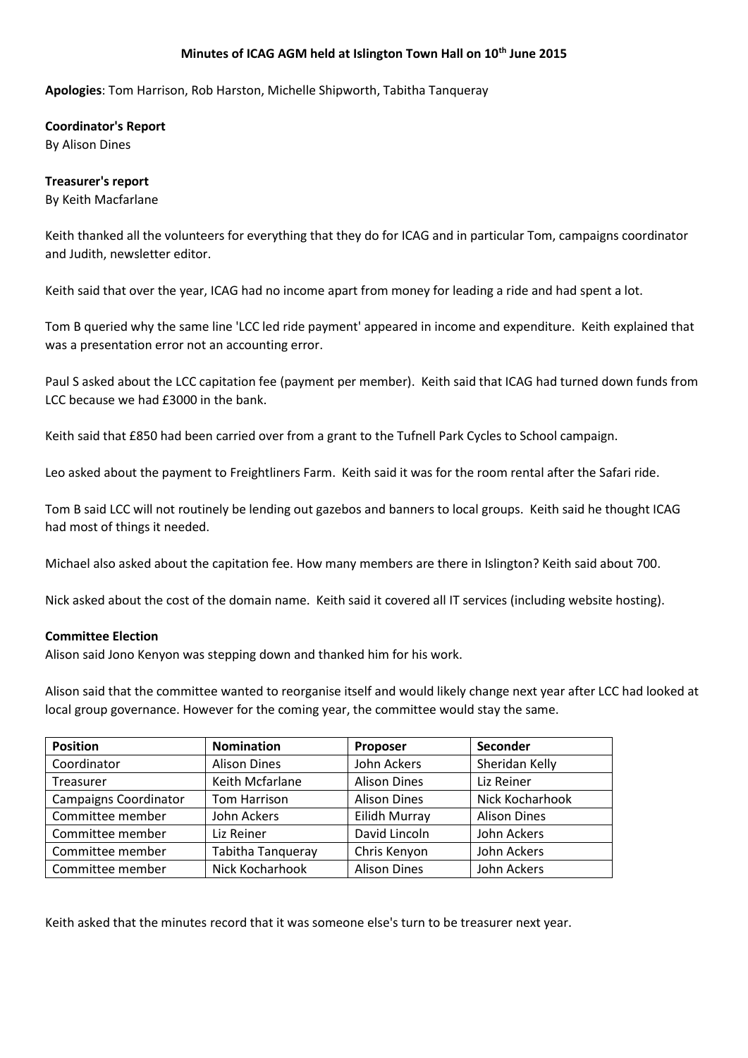# Minutes of ICAG AGM held at Islington Town Hall on 10th June 2015

**Apologies**: Tom Harrison, Rob Harston, Michelle Shipworth, Tabitha Tanqueray

**Coordinator's Report**
By Alison Dines

**Treasurer's report**
By Keith Macfarlane

Keith thanked all the volunteers for everything that they do for ICAG and in particular Tom, campaigns coordinator and Judith, newsletter editor.

Keith said that over the year, ICAG had no income apart from money for leading a ride and had spent a lot.

Tom B queried why the same line 'LCC led ride payment' appeared in income and expenditure. Keith explained that was a presentation error not an accounting error.

Paul S asked about the LCC capitation fee (payment per member). Keith said that ICAG had turned down funds from LCC because we had £3000 in the bank.

Keith said that £850 had been carried over from a grant to the Tufnell Park Cycles to School campaign.

Leo asked about the payment to Freightliners Farm. Keith said it was for the room rental after the Safari ride.

Tom B said LCC will not routinely be lending out gazebos and banners to local groups. Keith said he thought ICAG had most of things it needed.

Michael also asked about the capitation fee. How many members are there in Islington? Keith said about 700.

Nick asked about the cost of the domain name. Keith said it covered all IT services (including website hosting).

**Committee Election**
Alison said Jono Kenyon was stepping down and thanked him for his work.

Alison said that the committee wanted to reorganise itself and would likely change next year after LCC had looked at local group governance. However for the coming year, the committee would stay the same.

| Position | Nomination | Proposer | Seconder |
|---|---|---|---|
| Coordinator | Alison Dines | John Ackers | Sheridan Kelly |
| Treasurer | Keith Mcfarlane | Alison Dines | Liz Reiner |
| Campaigns Coordinator | Tom Harrison | Alison Dines | Nick Kocharhook |
| Committee member | John Ackers | Eilidh Murray | Alison Dines |
| Committee member | Liz Reiner | David Lincoln | John Ackers |
| Committee member | Tabitha Tanqueray | Chris Kenyon | John Ackers |
| Committee member | Nick Kocharhook | Alison Dines | John Ackers |

Keith asked that the minutes record that it was someone else's turn to be treasurer next year.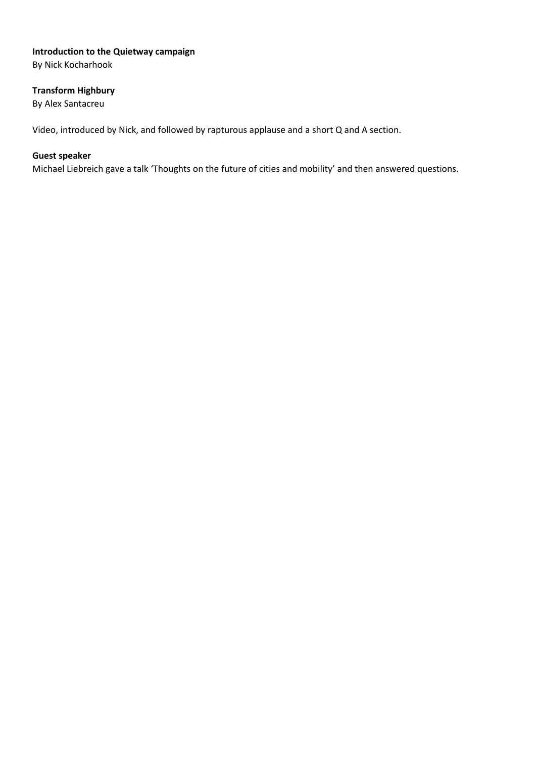**Introduction to the Quietway campaign**
By Nick Kocharhook

**Transform Highbury**
By Alex Santacreu

Video, introduced by Nick, and followed by rapturous applause and a short Q and A section.

**Guest speaker**
Michael Liebreich gave a talk 'Thoughts on the future of cities and mobility' and then answered questions.